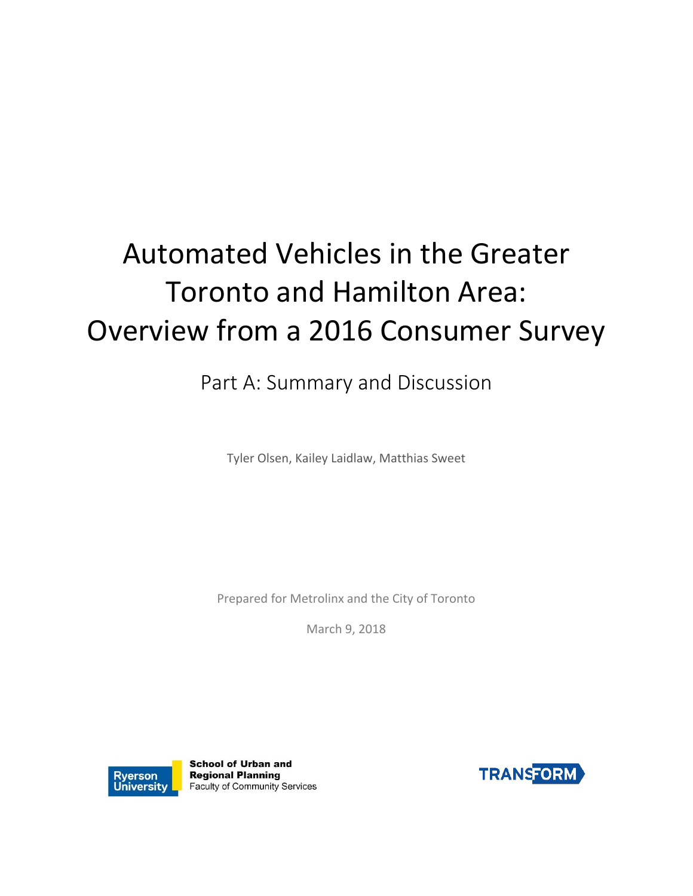# Automated Vehicles in the Greater Toronto and Hamilton Area: Overview from a 2016 Consumer Survey

## Part A: Summary and Discussion

Tyler Olsen, Kailey Laidlaw, Matthias Sweet

Prepared for Metrolinx and the City of Toronto

March 9, 2018

Ryerson University

**School of Urban and Regional Planning**
Faculty of Community Services

TRANSFORM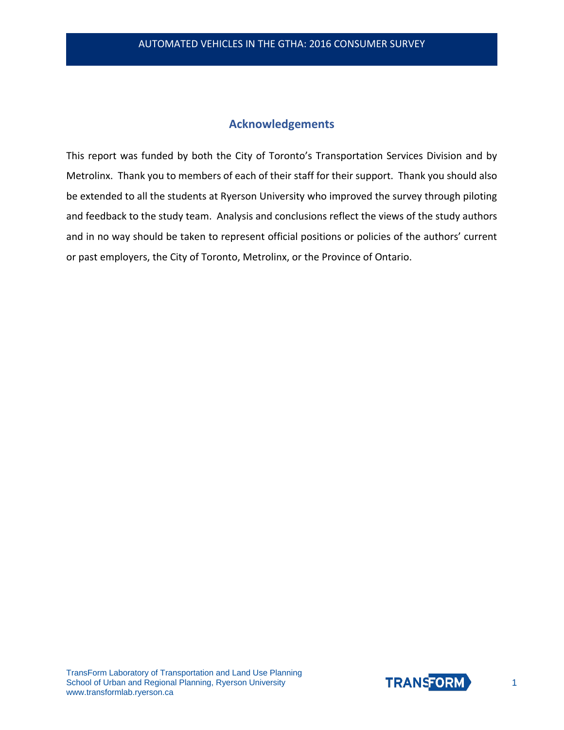## Acknowledgements

This report was funded by both the City of Toronto's Transportation Services Division and by Metrolinx. Thank you to members of each of their staff for their support. Thank you should also be extended to all the students at Ryerson University who improved the survey through piloting and feedback to the study team. Analysis and conclusions reflect the views of the study authors and in no way should be taken to represent official positions or policies of the authors' current or past employers, the City of Toronto, Metrolinx, or the Province of Ontario.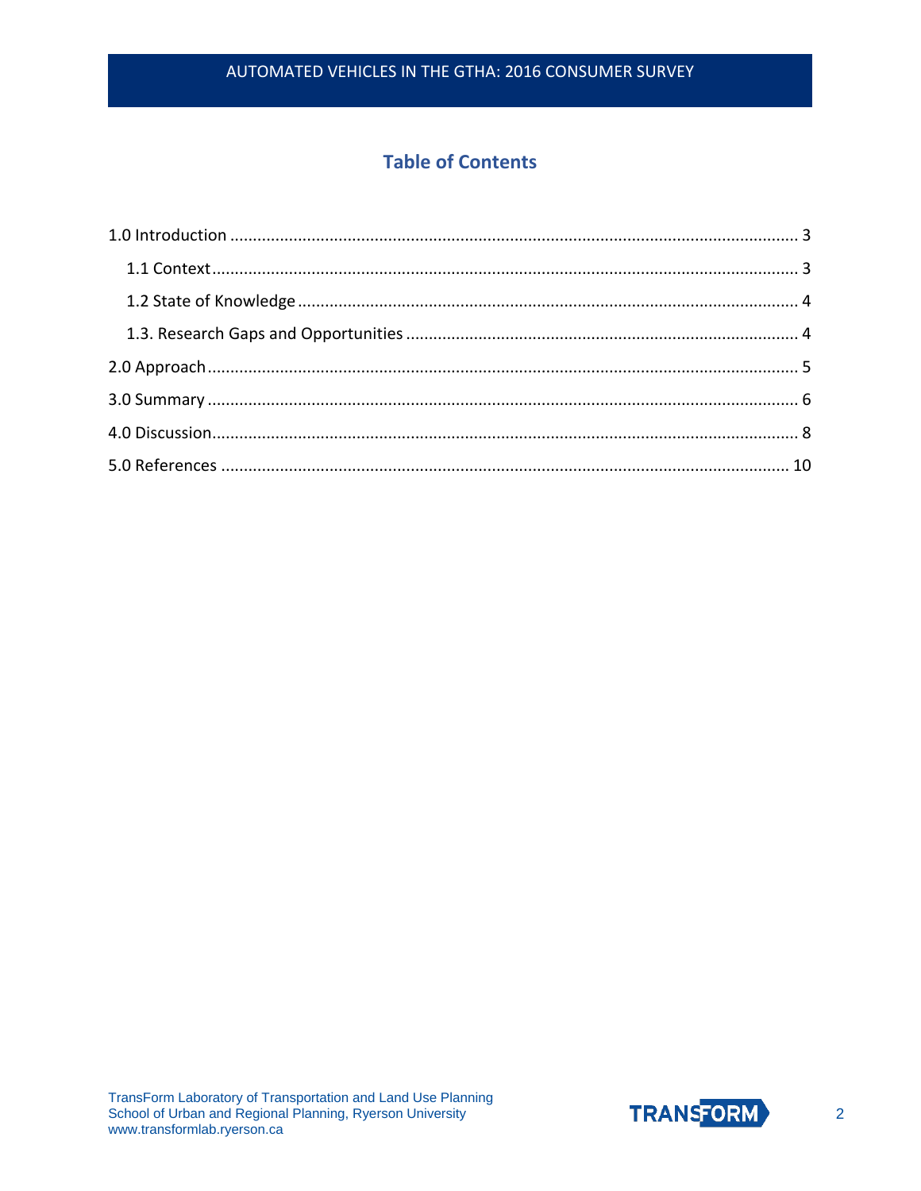## Table of Contents

1.0 Introduction ........................................................................................................................ 3

  1.1 Context ............................................................................................................................ 3

  1.2 State of Knowledge ......................................................................................................... 4

  1.3. Research Gaps and Opportunities ................................................................................. 4

2.0 Approach ............................................................................................................................ 5

3.0 Summary ............................................................................................................................ 6

4.0 Discussion .......................................................................................................................... 8

5.0 References ......................................................................................................................... 10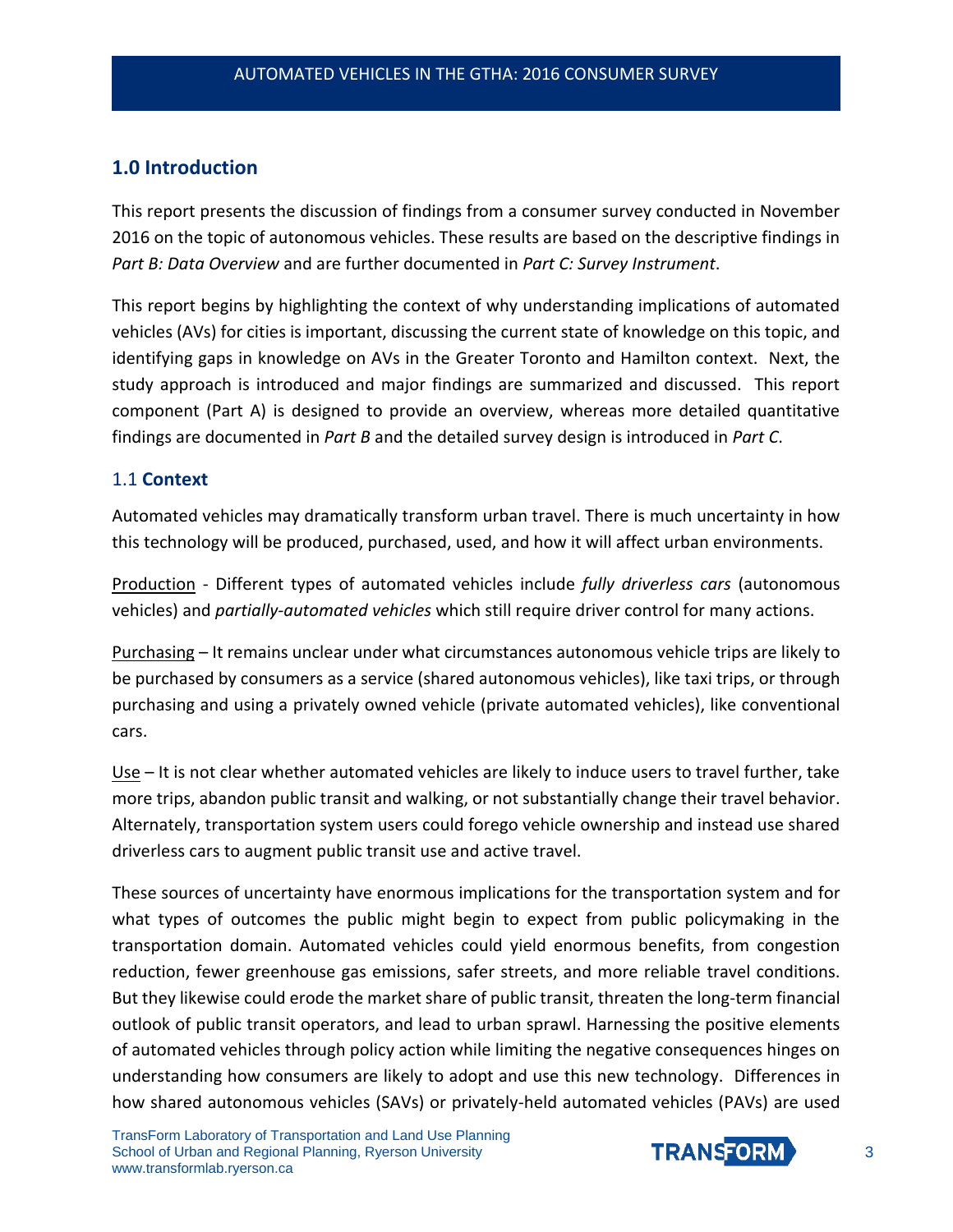## 1.0 Introduction

This report presents the discussion of findings from a consumer survey conducted in November 2016 on the topic of autonomous vehicles. These results are based on the descriptive findings in *Part B: Data Overview* and are further documented in *Part C: Survey Instrument*.

This report begins by highlighting the context of why understanding implications of automated vehicles (AVs) for cities is important, discussing the current state of knowledge on this topic, and identifying gaps in knowledge on AVs in the Greater Toronto and Hamilton context. Next, the study approach is introduced and major findings are summarized and discussed. This report component (Part A) is designed to provide an overview, whereas more detailed quantitative findings are documented in *Part B* and the detailed survey design is introduced in *Part C*.

### 1.1 **Context**

Automated vehicles may dramatically transform urban travel. There is much uncertainty in how this technology will be produced, purchased, used, and how it will affect urban environments.

<u>Production</u> - Different types of automated vehicles include *fully driverless cars* (autonomous vehicles) and *partially-automated vehicles* which still require driver control for many actions.

<u>Purchasing</u> – It remains unclear under what circumstances autonomous vehicle trips are likely to be purchased by consumers as a service (shared autonomous vehicles), like taxi trips, or through purchasing and using a privately owned vehicle (private automated vehicles), like conventional cars.

<u>Use</u> – It is not clear whether automated vehicles are likely to induce users to travel further, take more trips, abandon public transit and walking, or not substantially change their travel behavior. Alternately, transportation system users could forego vehicle ownership and instead use shared driverless cars to augment public transit use and active travel.

These sources of uncertainty have enormous implications for the transportation system and for what types of outcomes the public might begin to expect from public policymaking in the transportation domain. Automated vehicles could yield enormous benefits, from congestion reduction, fewer greenhouse gas emissions, safer streets, and more reliable travel conditions. But they likewise could erode the market share of public transit, threaten the long-term financial outlook of public transit operators, and lead to urban sprawl. Harnessing the positive elements of automated vehicles through policy action while limiting the negative consequences hinges on understanding how consumers are likely to adopt and use this new technology. Differences in how shared autonomous vehicles (SAVs) or privately-held automated vehicles (PAVs) are used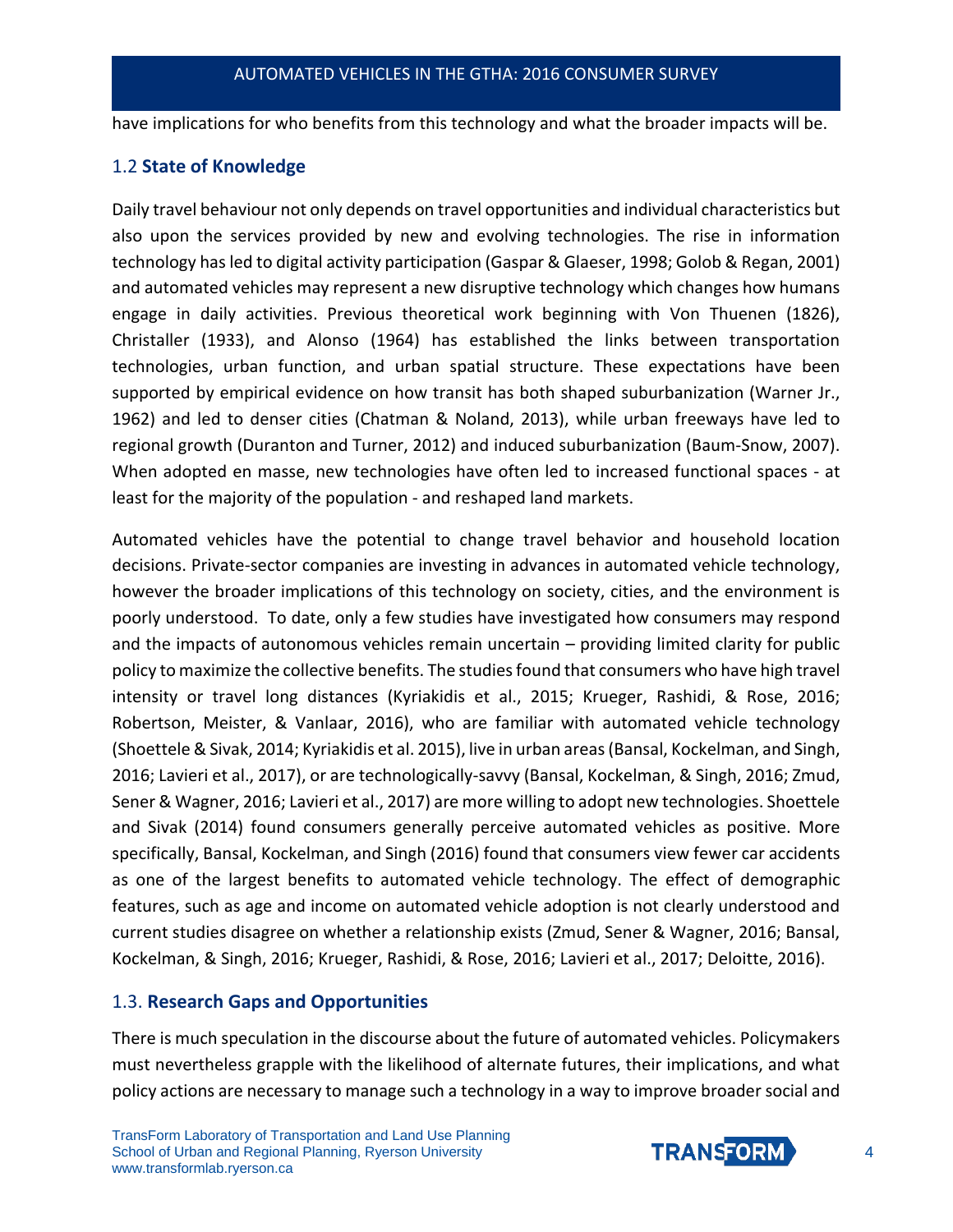have implications for who benefits from this technology and what the broader impacts will be.

## 1.2 **State of Knowledge**

Daily travel behaviour not only depends on travel opportunities and individual characteristics but also upon the services provided by new and evolving technologies. The rise in information technology has led to digital activity participation (Gaspar & Glaeser, 1998; Golob & Regan, 2001) and automated vehicles may represent a new disruptive technology which changes how humans engage in daily activities. Previous theoretical work beginning with Von Thuenen (1826), Christaller (1933), and Alonso (1964) has established the links between transportation technologies, urban function, and urban spatial structure. These expectations have been supported by empirical evidence on how transit has both shaped suburbanization (Warner Jr., 1962) and led to denser cities (Chatman & Noland, 2013), while urban freeways have led to regional growth (Duranton and Turner, 2012) and induced suburbanization (Baum-Snow, 2007). When adopted en masse, new technologies have often led to increased functional spaces - at least for the majority of the population - and reshaped land markets.

Automated vehicles have the potential to change travel behavior and household location decisions. Private-sector companies are investing in advances in automated vehicle technology, however the broader implications of this technology on society, cities, and the environment is poorly understood. To date, only a few studies have investigated how consumers may respond and the impacts of autonomous vehicles remain uncertain – providing limited clarity for public policy to maximize the collective benefits. The studies found that consumers who have high travel intensity or travel long distances (Kyriakidis et al., 2015; Krueger, Rashidi, & Rose, 2016; Robertson, Meister, & Vanlaar, 2016), who are familiar with automated vehicle technology (Shoettele & Sivak, 2014; Kyriakidis et al. 2015), live in urban areas (Bansal, Kockelman, and Singh, 2016; Lavieri et al., 2017), or are technologically-savvy (Bansal, Kockelman, & Singh, 2016; Zmud, Sener & Wagner, 2016; Lavieri et al., 2017) are more willing to adopt new technologies. Shoettele and Sivak (2014) found consumers generally perceive automated vehicles as positive. More specifically, Bansal, Kockelman, and Singh (2016) found that consumers view fewer car accidents as one of the largest benefits to automated vehicle technology. The effect of demographic features, such as age and income on automated vehicle adoption is not clearly understood and current studies disagree on whether a relationship exists (Zmud, Sener & Wagner, 2016; Bansal, Kockelman, & Singh, 2016; Krueger, Rashidi, & Rose, 2016; Lavieri et al., 2017; Deloitte, 2016).

## 1.3. **Research Gaps and Opportunities**

There is much speculation in the discourse about the future of automated vehicles. Policymakers must nevertheless grapple with the likelihood of alternate futures, their implications, and what policy actions are necessary to manage such a technology in a way to improve broader social and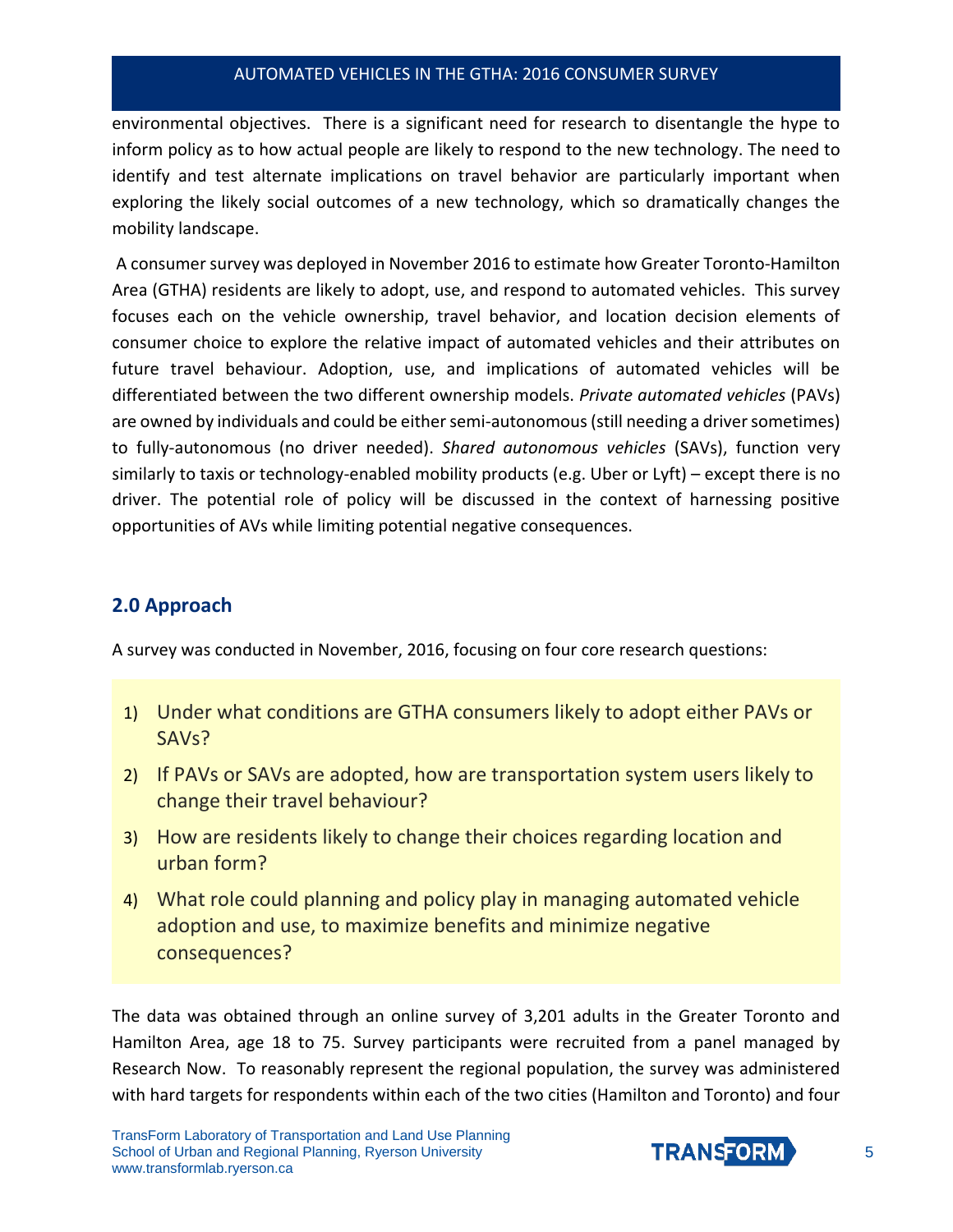environmental objectives. There is a significant need for research to disentangle the hype to inform policy as to how actual people are likely to respond to the new technology. The need to identify and test alternate implications on travel behavior are particularly important when exploring the likely social outcomes of a new technology, which so dramatically changes the mobility landscape.

A consumer survey was deployed in November 2016 to estimate how Greater Toronto-Hamilton Area (GTHA) residents are likely to adopt, use, and respond to automated vehicles. This survey focuses each on the vehicle ownership, travel behavior, and location decision elements of consumer choice to explore the relative impact of automated vehicles and their attributes on future travel behaviour. Adoption, use, and implications of automated vehicles will be differentiated between the two different ownership models. *Private automated vehicles* (PAVs) are owned by individuals and could be either semi-autonomous (still needing a driver sometimes) to fully-autonomous (no driver needed). *Shared autonomous vehicles* (SAVs), function very similarly to taxis or technology-enabled mobility products (e.g. Uber or Lyft) – except there is no driver. The potential role of policy will be discussed in the context of harnessing positive opportunities of AVs while limiting potential negative consequences.

## 2.0 Approach

A survey was conducted in November, 2016, focusing on four core research questions:

1) Under what conditions are GTHA consumers likely to adopt either PAVs or SAVs?
2) If PAVs or SAVs are adopted, how are transportation system users likely to change their travel behaviour?
3) How are residents likely to change their choices regarding location and urban form?
4) What role could planning and policy play in managing automated vehicle adoption and use, to maximize benefits and minimize negative consequences?

The data was obtained through an online survey of 3,201 adults in the Greater Toronto and Hamilton Area, age 18 to 75. Survey participants were recruited from a panel managed by Research Now. To reasonably represent the regional population, the survey was administered with hard targets for respondents within each of the two cities (Hamilton and Toronto) and four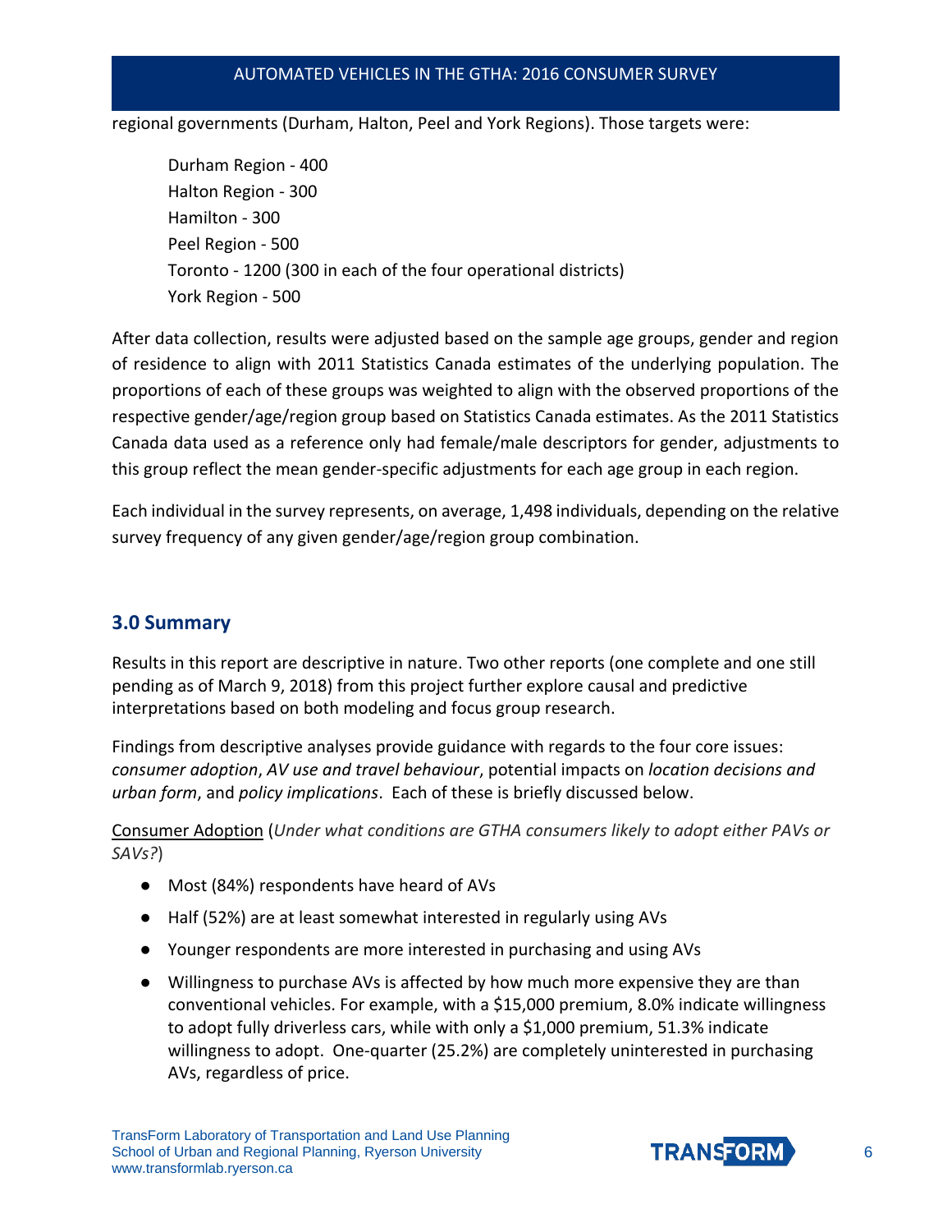regional governments (Durham, Halton, Peel and York Regions). Those targets were:

Durham Region - 400
Halton Region - 300
Hamilton - 300
Peel Region - 500
Toronto - 1200 (300 in each of the four operational districts)
York Region - 500

After data collection, results were adjusted based on the sample age groups, gender and region of residence to align with 2011 Statistics Canada estimates of the underlying population. The proportions of each of these groups was weighted to align with the observed proportions of the respective gender/age/region group based on Statistics Canada estimates. As the 2011 Statistics Canada data used as a reference only had female/male descriptors for gender, adjustments to this group reflect the mean gender-specific adjustments for each age group in each region.

Each individual in the survey represents, on average, 1,498 individuals, depending on the relative survey frequency of any given gender/age/region group combination.

## 3.0 Summary

Results in this report are descriptive in nature. Two other reports (one complete and one still pending as of March 9, 2018) from this project further explore causal and predictive interpretations based on both modeling and focus group research.

Findings from descriptive analyses provide guidance with regards to the four core issues: *consumer adoption*, *AV use and travel behaviour*, potential impacts on *location decisions and urban form*, and *policy implications*. Each of these is briefly discussed below.

Consumer Adoption (*Under what conditions are GTHA consumers likely to adopt either PAVs or SAVs?*)

- Most (84%) respondents have heard of AVs
- Half (52%) are at least somewhat interested in regularly using AVs
- Younger respondents are more interested in purchasing and using AVs
- Willingness to purchase AVs is affected by how much more expensive they are than conventional vehicles. For example, with a $15,000 premium, 8.0% indicate willingness to adopt fully driverless cars, while with only a $1,000 premium, 51.3% indicate willingness to adopt. One-quarter (25.2%) are completely uninterested in purchasing AVs, regardless of price.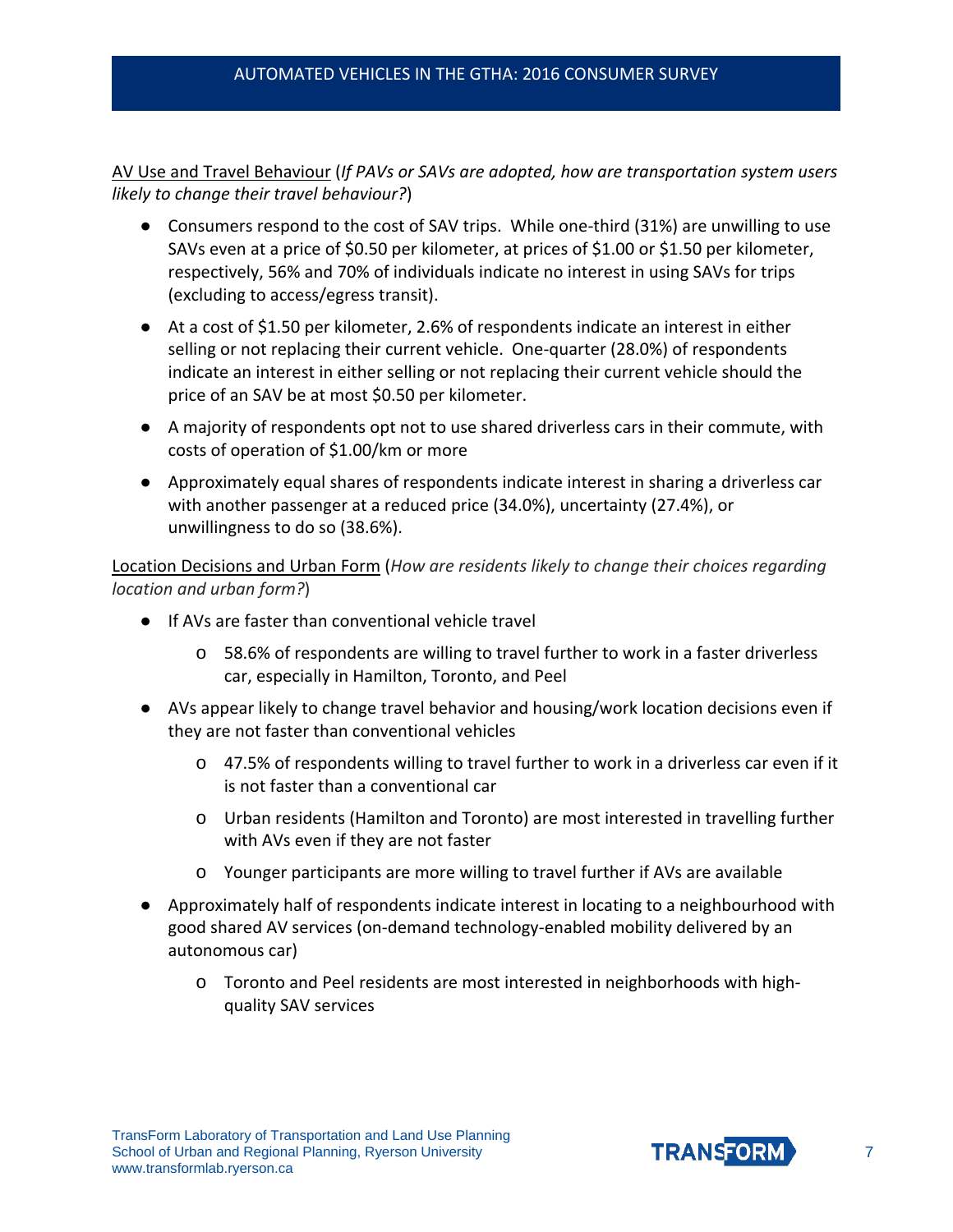<u>AV Use and Travel Behaviour</u> (*If PAVs or SAVs are adopted, how are transportation system users likely to change their travel behaviour?*)

- Consumers respond to the cost of SAV trips. While one-third (31%) are unwilling to use SAVs even at a price of $0.50 per kilometer, at prices of $1.00 or $1.50 per kilometer, respectively, 56% and 70% of individuals indicate no interest in using SAVs for trips (excluding to access/egress transit).
- At a cost of $1.50 per kilometer, 2.6% of respondents indicate an interest in either selling or not replacing their current vehicle. One-quarter (28.0%) of respondents indicate an interest in either selling or not replacing their current vehicle should the price of an SAV be at most $0.50 per kilometer.
- A majority of respondents opt not to use shared driverless cars in their commute, with costs of operation of $1.00/km or more
- Approximately equal shares of respondents indicate interest in sharing a driverless car with another passenger at a reduced price (34.0%), uncertainty (27.4%), or unwillingness to do so (38.6%).

<u>Location Decisions and Urban Form</u> (*How are residents likely to change their choices regarding location and urban form?*)

- If AVs are faster than conventional vehicle travel
  - 58.6% of respondents are willing to travel further to work in a faster driverless car, especially in Hamilton, Toronto, and Peel
- AVs appear likely to change travel behavior and housing/work location decisions even if they are not faster than conventional vehicles
  - 47.5% of respondents willing to travel further to work in a driverless car even if it is not faster than a conventional car
  - Urban residents (Hamilton and Toronto) are most interested in travelling further with AVs even if they are not faster
  - Younger participants are more willing to travel further if AVs are available
- Approximately half of respondents indicate interest in locating to a neighbourhood with good shared AV services (on-demand technology-enabled mobility delivered by an autonomous car)
  - Toronto and Peel residents are most interested in neighborhoods with high-quality SAV services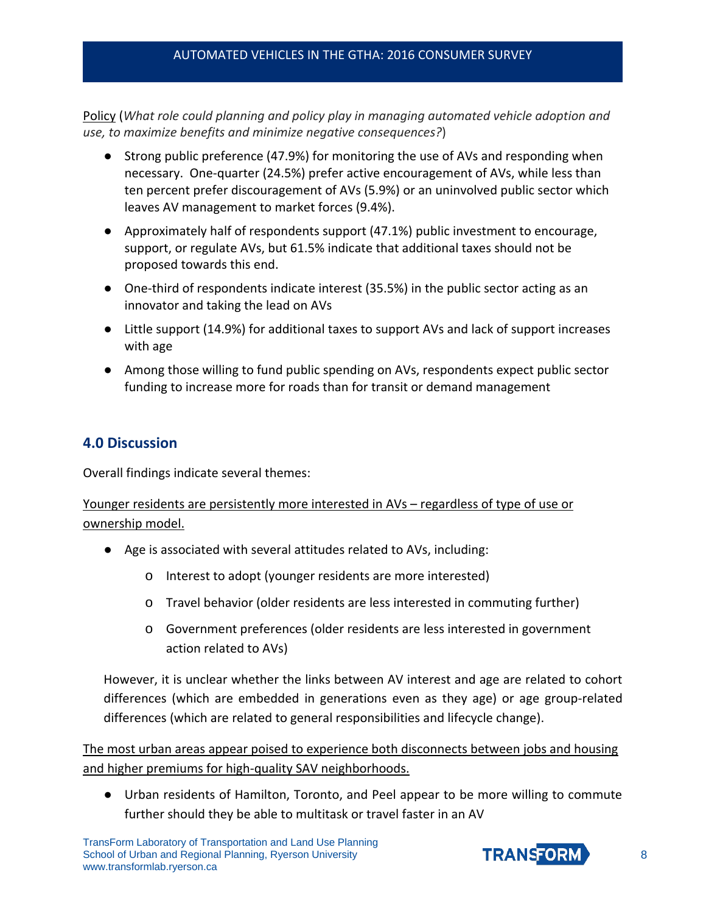Policy (*What role could planning and policy play in managing automated vehicle adoption and use, to maximize benefits and minimize negative consequences?*)

- Strong public preference (47.9%) for monitoring the use of AVs and responding when necessary. One-quarter (24.5%) prefer active encouragement of AVs, while less than ten percent prefer discouragement of AVs (5.9%) or an uninvolved public sector which leaves AV management to market forces (9.4%).
- Approximately half of respondents support (47.1%) public investment to encourage, support, or regulate AVs, but 61.5% indicate that additional taxes should not be proposed towards this end.
- One-third of respondents indicate interest (35.5%) in the public sector acting as an innovator and taking the lead on AVs
- Little support (14.9%) for additional taxes to support AVs and lack of support increases with age
- Among those willing to fund public spending on AVs, respondents expect public sector funding to increase more for roads than for transit or demand management

## 4.0 Discussion

Overall findings indicate several themes:

Younger residents are persistently more interested in AVs – regardless of type of use or ownership model.

- Age is associated with several attitudes related to AVs, including:
    - Interest to adopt (younger residents are more interested)
    - Travel behavior (older residents are less interested in commuting further)
    - Government preferences (older residents are less interested in government action related to AVs)

However, it is unclear whether the links between AV interest and age are related to cohort differences (which are embedded in generations even as they age) or age group-related differences (which are related to general responsibilities and lifecycle change).

The most urban areas appear poised to experience both disconnects between jobs and housing and higher premiums for high-quality SAV neighborhoods.

- Urban residents of Hamilton, Toronto, and Peel appear to be more willing to commute further should they be able to multitask or travel faster in an AV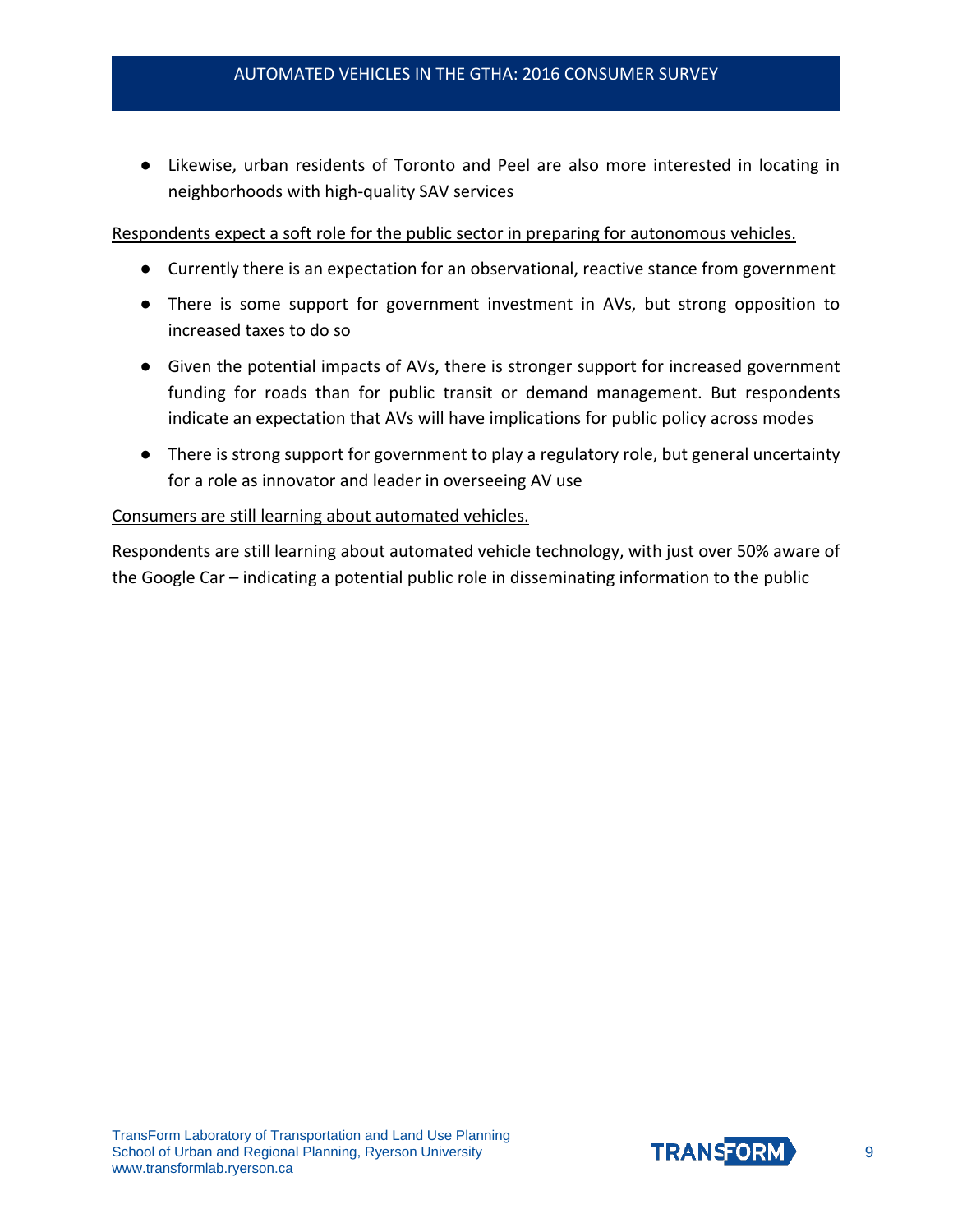- Likewise, urban residents of Toronto and Peel are also more interested in locating in neighborhoods with high-quality SAV services

<u>Respondents expect a soft role for the public sector in preparing for autonomous vehicles.</u>

- Currently there is an expectation for an observational, reactive stance from government
- There is some support for government investment in AVs, but strong opposition to increased taxes to do so
- Given the potential impacts of AVs, there is stronger support for increased government funding for roads than for public transit or demand management. But respondents indicate an expectation that AVs will have implications for public policy across modes
- There is strong support for government to play a regulatory role, but general uncertainty for a role as innovator and leader in overseeing AV use

<u>Consumers are still learning about automated vehicles.</u>

Respondents are still learning about automated vehicle technology, with just over 50% aware of the Google Car – indicating a potential public role in disseminating information to the public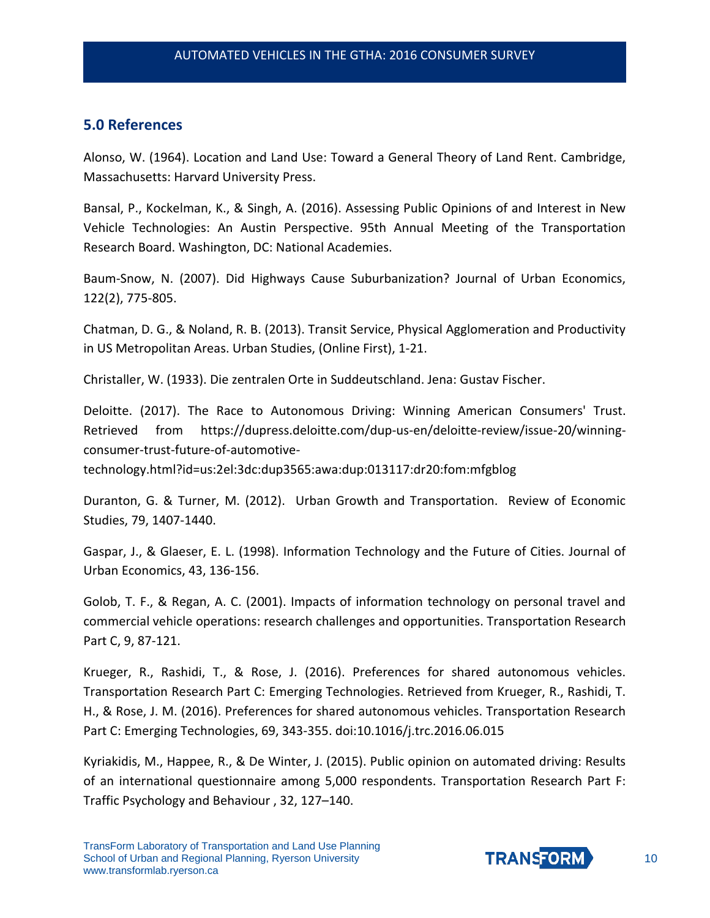## 5.0 References

Alonso, W. (1964). Location and Land Use: Toward a General Theory of Land Rent. Cambridge, Massachusetts: Harvard University Press.

Bansal, P., Kockelman, K., & Singh, A. (2016). Assessing Public Opinions of and Interest in New Vehicle Technologies: An Austin Perspective. 95th Annual Meeting of the Transportation Research Board. Washington, DC: National Academies.

Baum-Snow, N. (2007). Did Highways Cause Suburbanization? Journal of Urban Economics, 122(2), 775-805.

Chatman, D. G., & Noland, R. B. (2013). Transit Service, Physical Agglomeration and Productivity in US Metropolitan Areas. Urban Studies, (Online First), 1-21.

Christaller, W. (1933). Die zentralen Orte in Suddeutschland. Jena: Gustav Fischer.

Deloitte. (2017). The Race to Autonomous Driving: Winning American Consumers' Trust. Retrieved from https://dupress.deloitte.com/dup-us-en/deloitte-review/issue-20/winning-consumer-trust-future-of-automotive-technology.html?id=us:2el:3dc:dup3565:awa:dup:013117:dr20:fom:mfgblog

Duranton, G. & Turner, M. (2012). Urban Growth and Transportation. Review of Economic Studies, 79, 1407-1440.

Gaspar, J., & Glaeser, E. L. (1998). Information Technology and the Future of Cities. Journal of Urban Economics, 43, 136-156.

Golob, T. F., & Regan, A. C. (2001). Impacts of information technology on personal travel and commercial vehicle operations: research challenges and opportunities. Transportation Research Part C, 9, 87-121.

Krueger, R., Rashidi, T., & Rose, J. (2016). Preferences for shared autonomous vehicles. Transportation Research Part C: Emerging Technologies. Retrieved from Krueger, R., Rashidi, T. H., & Rose, J. M. (2016). Preferences for shared autonomous vehicles. Transportation Research Part C: Emerging Technologies, 69, 343-355. doi:10.1016/j.trc.2016.06.015

Kyriakidis, M., Happee, R., & De Winter, J. (2015). Public opinion on automated driving: Results of an international questionnaire among 5,000 respondents. Transportation Research Part F: Traffic Psychology and Behaviour , 32, 127–140.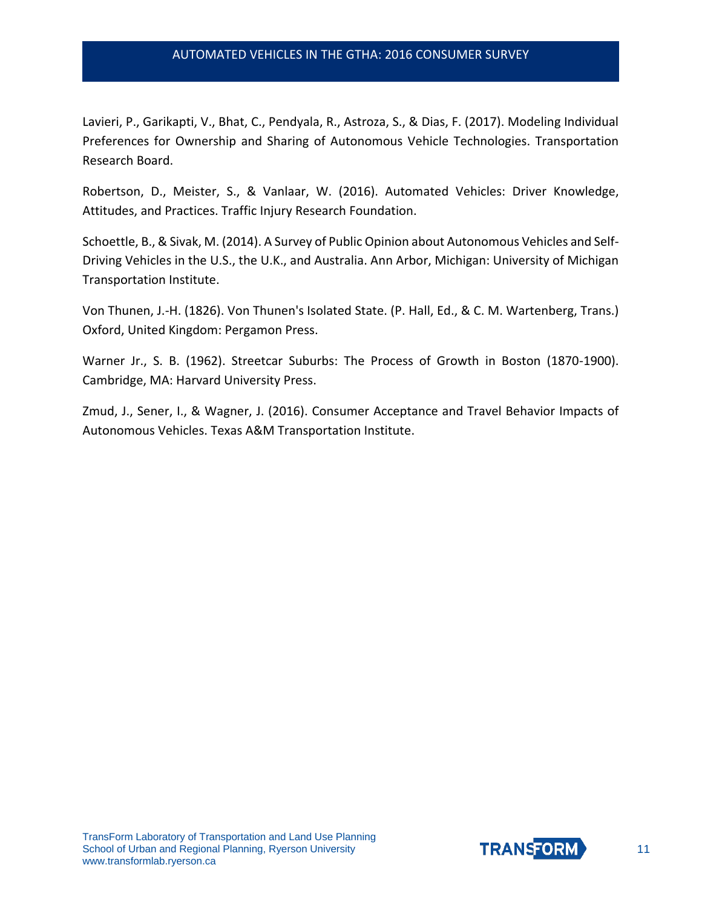Lavieri, P., Garikapti, V., Bhat, C., Pendyala, R., Astroza, S., & Dias, F. (2017). Modeling Individual Preferences for Ownership and Sharing of Autonomous Vehicle Technologies. Transportation Research Board.

Robertson, D., Meister, S., & Vanlaar, W. (2016). Automated Vehicles: Driver Knowledge, Attitudes, and Practices. Traffic Injury Research Foundation.

Schoettle, B., & Sivak, M. (2014). A Survey of Public Opinion about Autonomous Vehicles and Self-Driving Vehicles in the U.S., the U.K., and Australia. Ann Arbor, Michigan: University of Michigan Transportation Institute.

Von Thunen, J.-H. (1826). Von Thunen's Isolated State. (P. Hall, Ed., & C. M. Wartenberg, Trans.) Oxford, United Kingdom: Pergamon Press.

Warner Jr., S. B. (1962). Streetcar Suburbs: The Process of Growth in Boston (1870-1900). Cambridge, MA: Harvard University Press.

Zmud, J., Sener, I., & Wagner, J. (2016). Consumer Acceptance and Travel Behavior Impacts of Autonomous Vehicles. Texas A&M Transportation Institute.